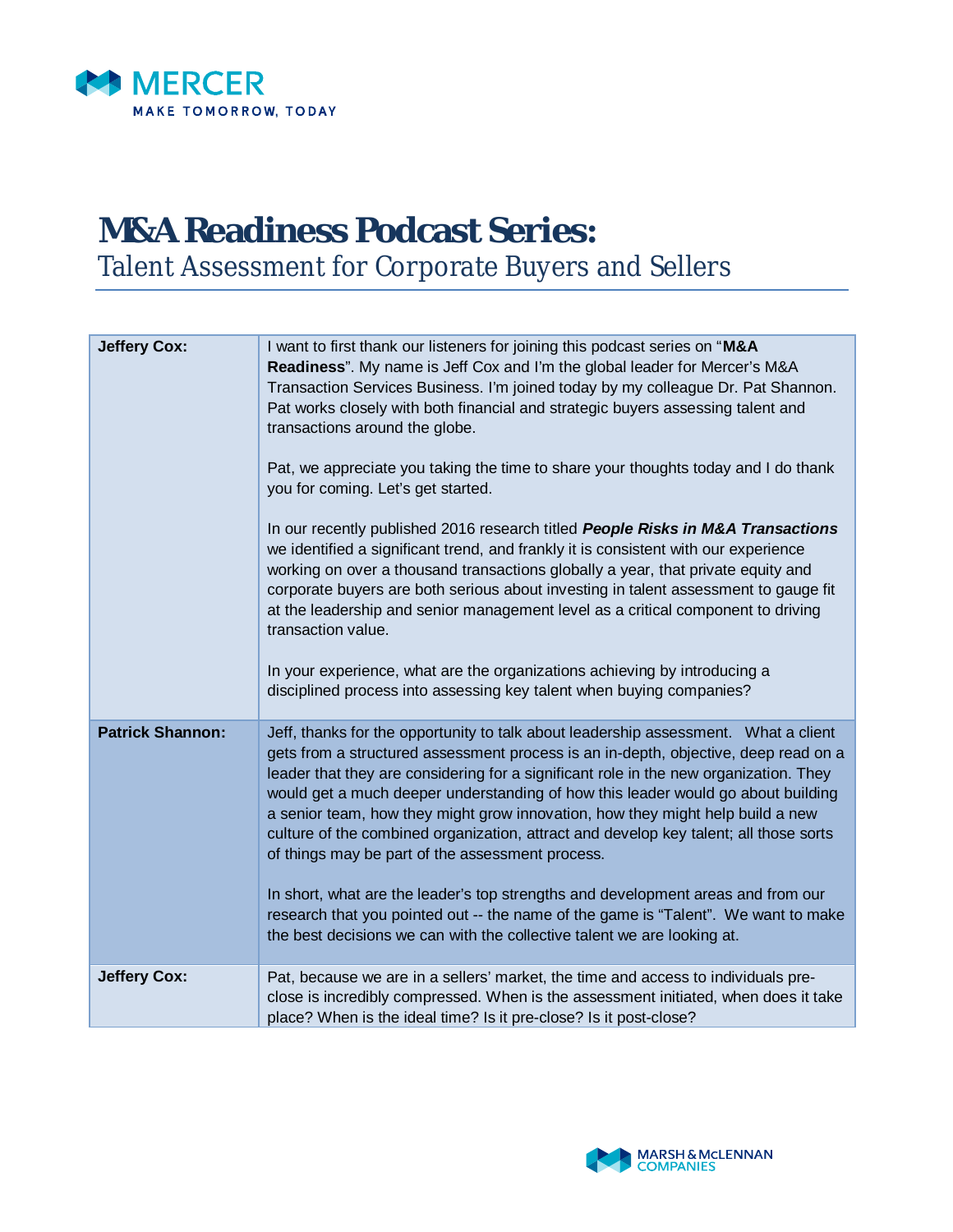# M&A Readiness Podcast Series:

## Talent Assessment for Corporate Buyers and Sellers

| | |
|---|---|
| **Jeffery Cox:** | I want to first thank our listeners for joining this podcast series on "**M&A Readiness**". My name is Jeff Cox and I'm the global leader for Mercer's M&A Transaction Services Business. I'm joined today by my colleague Dr. Pat Shannon. Pat works closely with both financial and strategic buyers assessing talent and transactions around the globe.<br><br>Pat, we appreciate you taking the time to share your thoughts today and I do thank you for coming. Let's get started.<br><br>In our recently published 2016 research titled ***People Risks in M&A Transactions*** we identified a significant trend, and frankly it is consistent with our experience working on over a thousand transactions globally a year, that private equity and corporate buyers are both serious about investing in talent assessment to gauge fit at the leadership and senior management level as a critical component to driving transaction value.<br><br>In your experience, what are the organizations achieving by introducing a disciplined process into assessing key talent when buying companies? |
| **Patrick Shannon:** | Jeff, thanks for the opportunity to talk about leadership assessment. What a client gets from a structured assessment process is an in-depth, objective, deep read on a leader that they are considering for a significant role in the new organization. They would get a much deeper understanding of how this leader would go about building a senior team, how they might grow innovation, how they might help build a new culture of the combined organization, attract and develop key talent; all those sorts of things may be part of the assessment process.<br><br>In short, what are the leader's top strengths and development areas and from our research that you pointed out -- the name of the game is "Talent". We want to make the best decisions we can with the collective talent we are looking at. |
| **Jeffery Cox:** | Pat, because we are in a sellers' market, the time and access to individuals pre-close is incredibly compressed. When is the assessment initiated, when does it take place? When is the ideal time? Is it pre-close? Is it post-close? |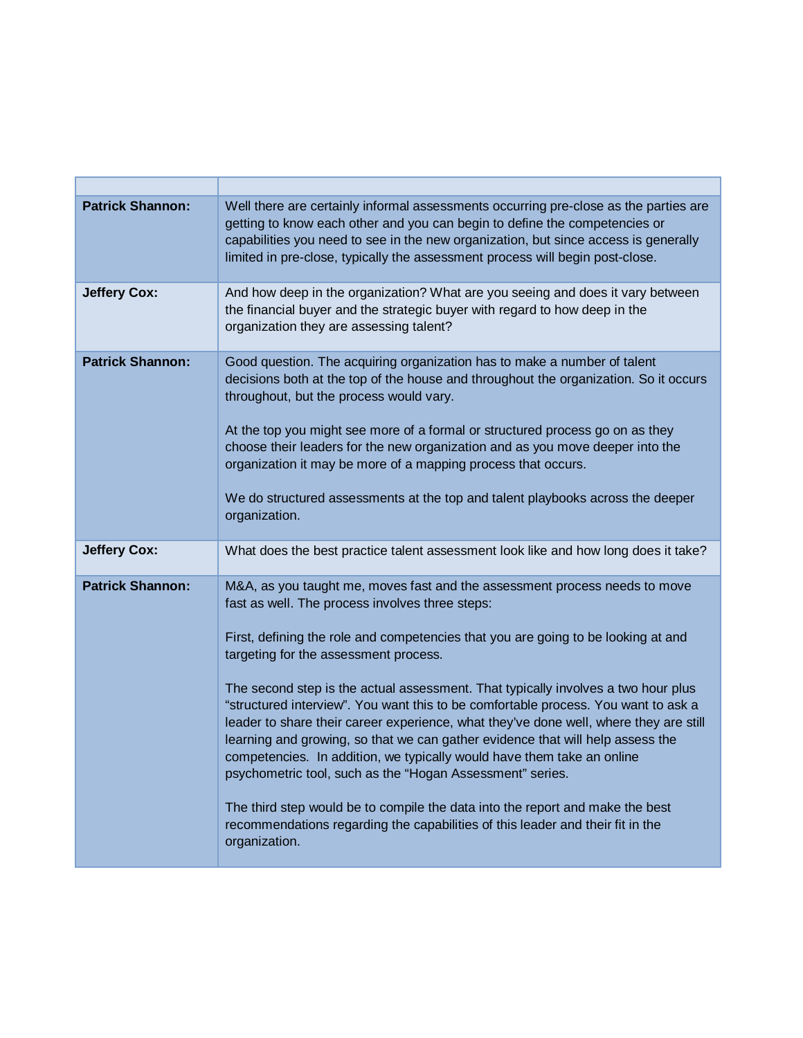| | |
|---|---|
| **Patrick Shannon:** | Well there are certainly informal assessments occurring pre-close as the parties are getting to know each other and you can begin to define the competencies or capabilities you need to see in the new organization, but since access is generally limited in pre-close, typically the assessment process will begin post-close. |
| **Jeffery Cox:** | And how deep in the organization? What are you seeing and does it vary between the financial buyer and the strategic buyer with regard to how deep in the organization they are assessing talent? |
| **Patrick Shannon:** | Good question. The acquiring organization has to make a number of talent decisions both at the top of the house and throughout the organization. So it occurs throughout, but the process would vary.<br><br>At the top you might see more of a formal or structured process go on as they choose their leaders for the new organization and as you move deeper into the organization it may be more of a mapping process that occurs.<br><br>We do structured assessments at the top and talent playbooks across the deeper organization. |
| **Jeffery Cox:** | What does the best practice talent assessment look like and how long does it take? |
| **Patrick Shannon:** | M&A, as you taught me, moves fast and the assessment process needs to move fast as well. The process involves three steps:<br><br>First, defining the role and competencies that you are going to be looking at and targeting for the assessment process.<br><br>The second step is the actual assessment. That typically involves a two hour plus "structured interview". You want this to be comfortable process. You want to ask a leader to share their career experience, what they've done well, where they are still learning and growing, so that we can gather evidence that will help assess the competencies. In addition, we typically would have them take an online psychometric tool, such as the "Hogan Assessment" series.<br><br>The third step would be to compile the data into the report and make the best recommendations regarding the capabilities of this leader and their fit in the organization. |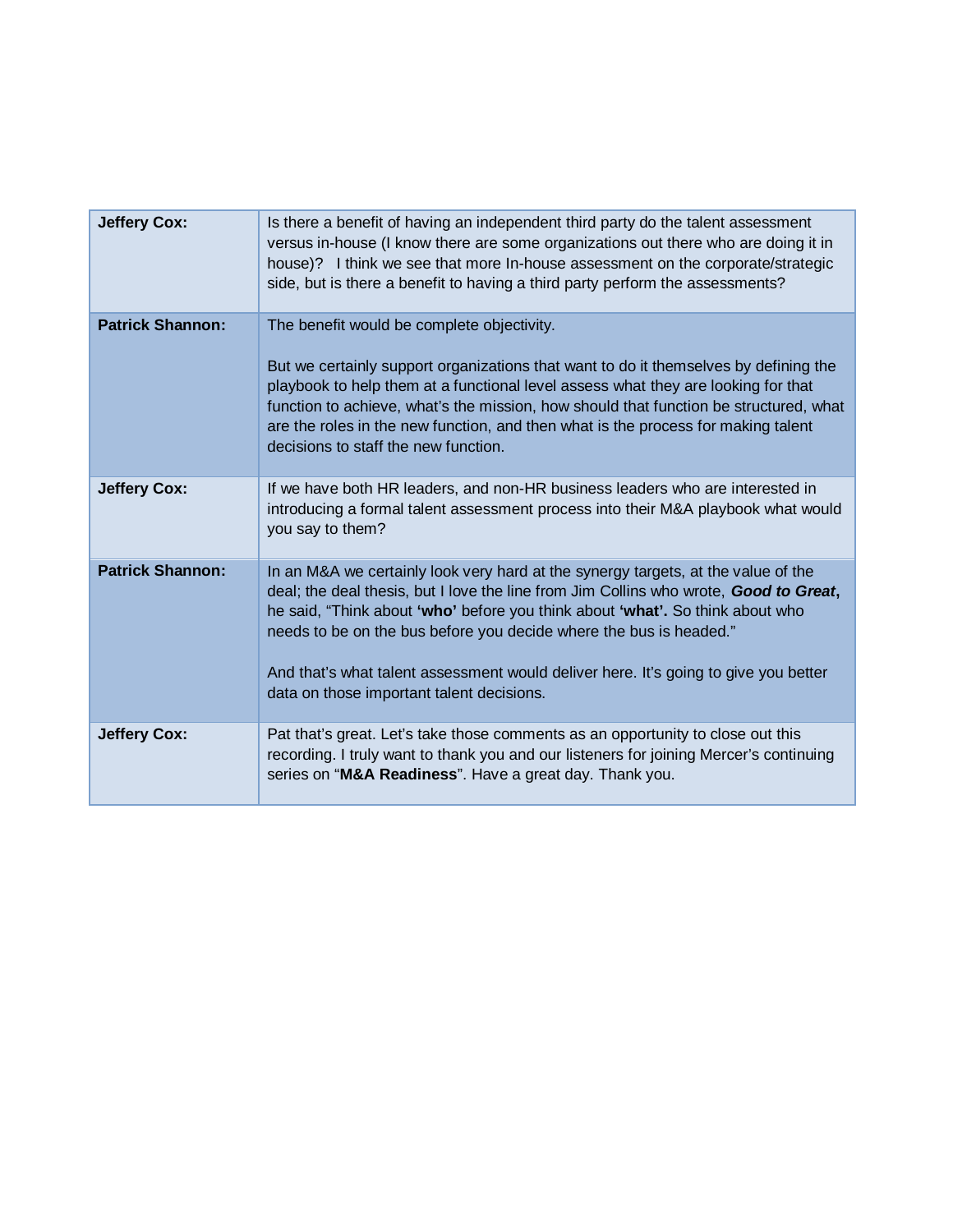| | |
|---|---|
| **Jeffery Cox:** | Is there a benefit of having an independent third party do the talent assessment versus in-house (I know there are some organizations out there who are doing it in house)? I think we see that more In-house assessment on the corporate/strategic side, but is there a benefit to having a third party perform the assessments? |
| **Patrick Shannon:** | The benefit would be complete objectivity.<br><br>But we certainly support organizations that want to do it themselves by defining the playbook to help them at a functional level assess what they are looking for that function to achieve, what's the mission, how should that function be structured, what are the roles in the new function, and then what is the process for making talent decisions to staff the new function. |
| **Jeffery Cox:** | If we have both HR leaders, and non-HR business leaders who are interested in introducing a formal talent assessment process into their M&A playbook what would you say to them? |
| **Patrick Shannon:** | In an M&A we certainly look very hard at the synergy targets, at the value of the deal; the deal thesis, but I love the line from Jim Collins who wrote, ***Good to Great*****,** he said, "Think about **'who'** before you think about **'what'.** So think about who needs to be on the bus before you decide where the bus is headed."<br><br>And that's what talent assessment would deliver here. It's going to give you better data on those important talent decisions. |
| **Jeffery Cox:** | Pat that's great. Let's take those comments as an opportunity to close out this recording. I truly want to thank you and our listeners for joining Mercer's continuing series on "**M&A Readiness**". Have a great day. Thank you. |